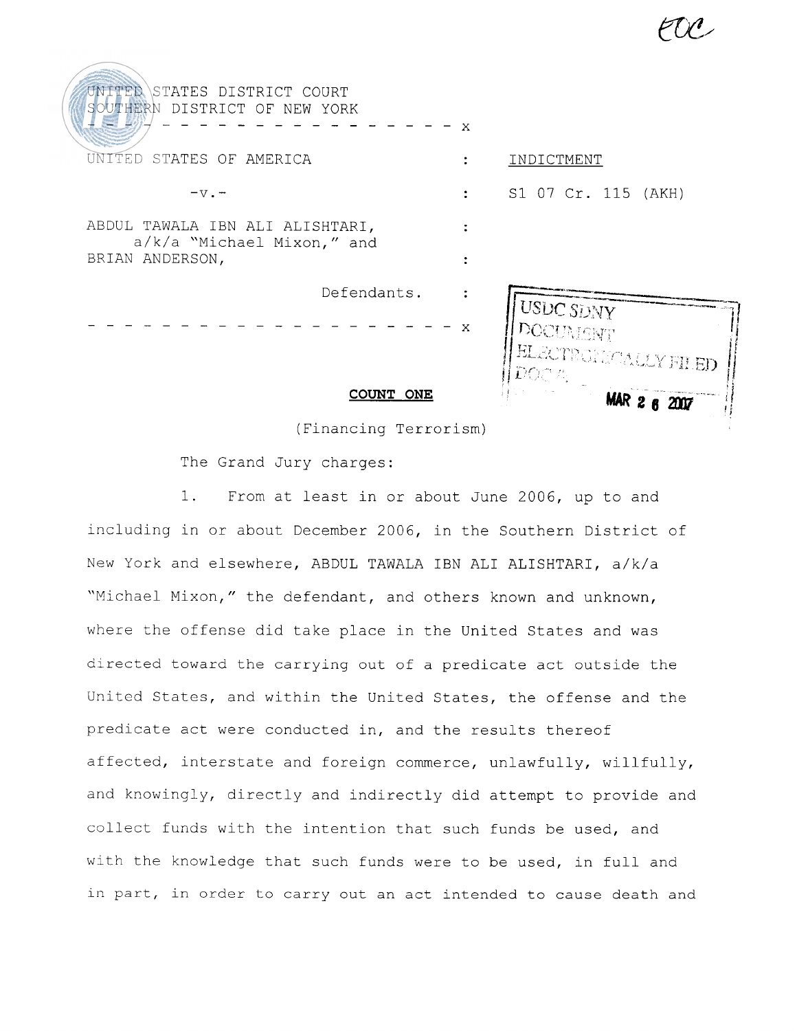EOC

UNITED STATES DISTRICT COURT
SOUTHERN DISTRICT OF NEW YORK

- - - - - - - - - - - - - - - - - - - - - x

UNITED STATES OF AMERICA : INDICTMENT

-v.- : S1 07 Cr. 115 (AKH)

ABDUL TAWALA IBN ALI ALISHTARI, a/k/a "Michael Mixon," and BRIAN ANDERSON, :

Defendants. :

- - - - - - - - - - - - - - - - - - - - - x

USDC SDNY
DOCUMENT
ELECTRONICALLY FILED
DOC #:
MAR 26 2007

**COUNT ONE**

(Financing Terrorism)

The Grand Jury charges:

1. From at least in or about June 2006, up to and including in or about December 2006, in the Southern District of New York and elsewhere, ABDUL TAWALA IBN ALI ALISHTARI, a/k/a "Michael Mixon," the defendant, and others known and unknown, where the offense did take place in the United States and was directed toward the carrying out of a predicate act outside the United States, and within the United States, the offense and the predicate act were conducted in, and the results thereof affected, interstate and foreign commerce, unlawfully, willfully, and knowingly, directly and indirectly did attempt to provide and collect funds with the intention that such funds be used, and with the knowledge that such funds were to be used, in full and in part, in order to carry out an act intended to cause death and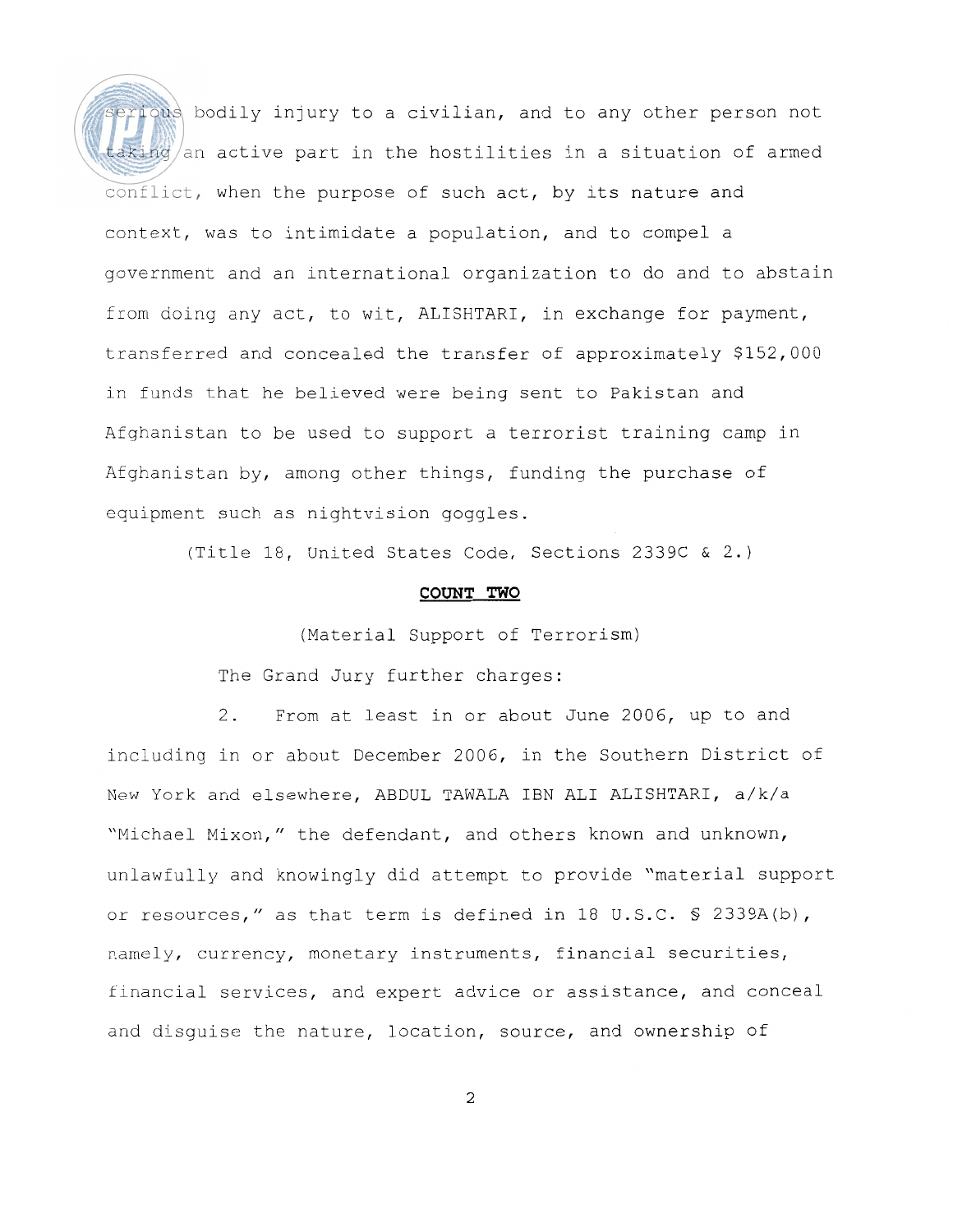serious bodily injury to a civilian, and to any other person not taking an active part in the hostilities in a situation of armed conflict, when the purpose of such act, by its nature and context, was to intimidate a population, and to compel a government and an international organization to do and to abstain from doing any act, to wit, ALISHTARI, in exchange for payment, transferred and concealed the transfer of approximately $152,000 in funds that he believed were being sent to Pakistan and Afghanistan to be used to support a terrorist training camp in Afghanistan by, among other things, funding the purchase of equipment such as nightvision goggles.

(Title 18, United States Code, Sections 2339C & 2.)

**COUNT TWO**

(Material Support of Terrorism)

The Grand Jury further charges:

2. From at least in or about June 2006, up to and including in or about December 2006, in the Southern District of New York and elsewhere, ABDUL TAWALA IBN ALI ALISHTARI, a/k/a "Michael Mixon," the defendant, and others known and unknown, unlawfully and knowingly did attempt to provide "material support or resources," as that term is defined in 18 U.S.C. § 2339A(b), namely, currency, monetary instruments, financial securities, financial services, and expert advice or assistance, and conceal and disguise the nature, location, source, and ownership of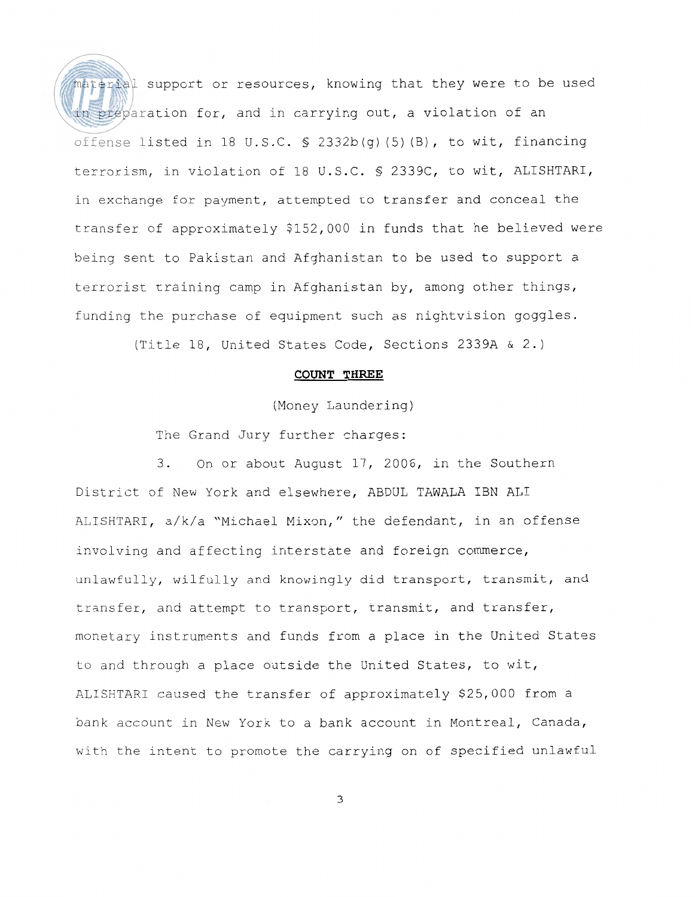material support or resources, knowing that they were to be used in preparation for, and in carrying out, a violation of an offense listed in 18 U.S.C. § 2332b(g)(5)(B), to wit, financing terrorism, in violation of 18 U.S.C. § 2339C, to wit, ALISHTARI, in exchange for payment, attempted to transfer and conceal the transfer of approximately $152,000 in funds that he believed were being sent to Pakistan and Afghanistan to be used to support a terrorist training camp in Afghanistan by, among other things, funding the purchase of equipment such as nightvision goggles.

(Title 18, United States Code, Sections 2339A & 2.)

**COUNT THREE**

(Money Laundering)

The Grand Jury further charges:

3. On or about August 17, 2006, in the Southern District of New York and elsewhere, ABDUL TAWALA IBN ALI ALISHTARI, a/k/a "Michael Mixon," the defendant, in an offense involving and affecting interstate and foreign commerce, unlawfully, wilfully and knowingly did transport, transmit, and transfer, and attempt to transport, transmit, and transfer, monetary instruments and funds from a place in the United States to and through a place outside the United States, to wit, ALISHTARI caused the transfer of approximately $25,000 from a bank account in New York to a bank account in Montreal, Canada, with the intent to promote the carrying on of specified unlawful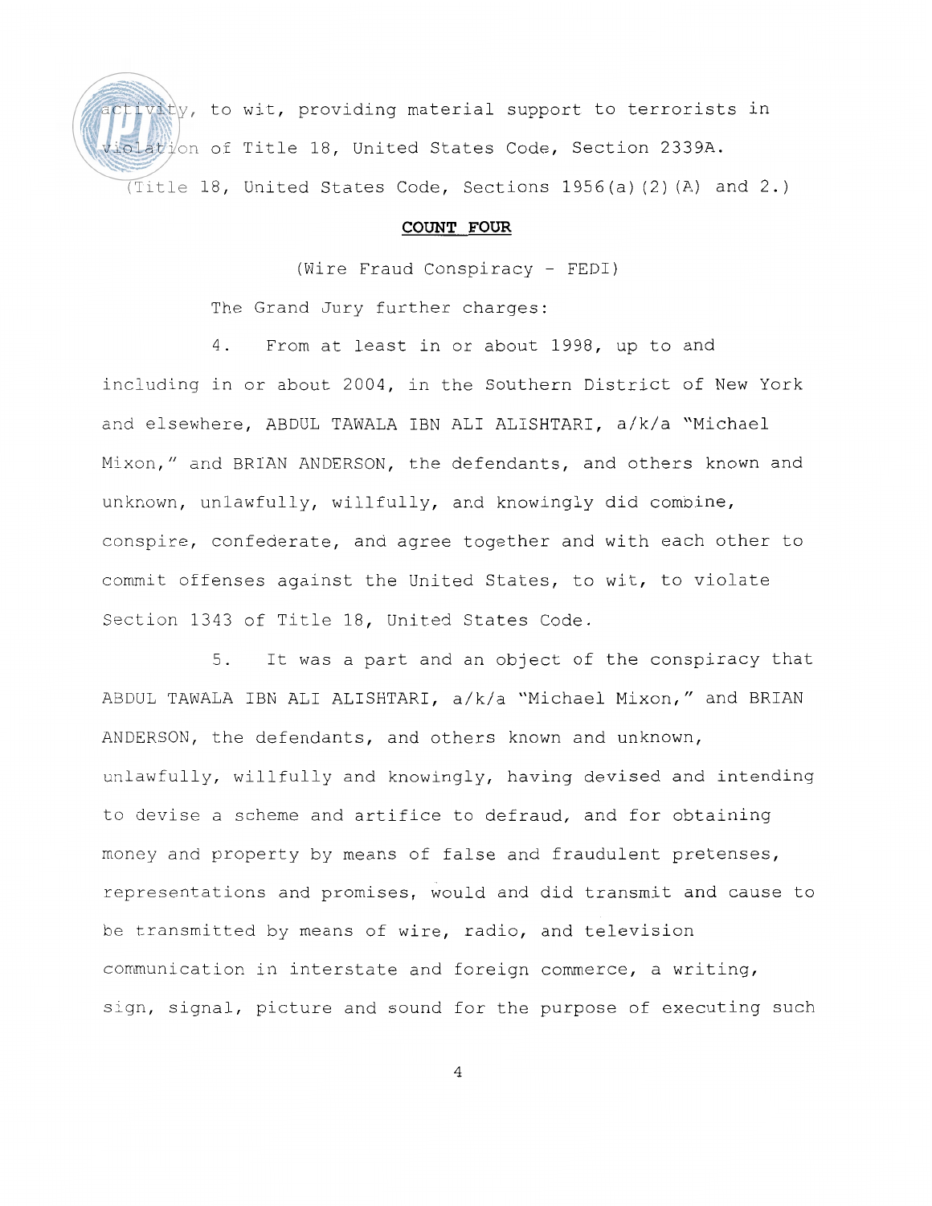activity, to wit, providing material support to terrorists in violation of Title 18, United States Code, Section 2339A.

(Title 18, United States Code, Sections 1956(a)(2)(A) and 2.)

**COUNT FOUR**

(Wire Fraud Conspiracy - FEDI)

The Grand Jury further charges:

4. From at least in or about 1998, up to and including in or about 2004, in the Southern District of New York and elsewhere, ABDUL TAWALA IBN ALI ALISHTARI, a/k/a "Michael Mixon," and BRIAN ANDERSON, the defendants, and others known and unknown, unlawfully, willfully, and knowingly did combine, conspire, confederate, and agree together and with each other to commit offenses against the United States, to wit, to violate Section 1343 of Title 18, United States Code.

5. It was a part and an object of the conspiracy that ABDUL TAWALA IBN ALI ALISHTARI, a/k/a "Michael Mixon," and BRIAN ANDERSON, the defendants, and others known and unknown, unlawfully, willfully and knowingly, having devised and intending to devise a scheme and artifice to defraud, and for obtaining money and property by means of false and fraudulent pretenses, representations and promises, would and did transmit and cause to be transmitted by means of wire, radio, and television communication in interstate and foreign commerce, a writing, sign, signal, picture and sound for the purpose of executing such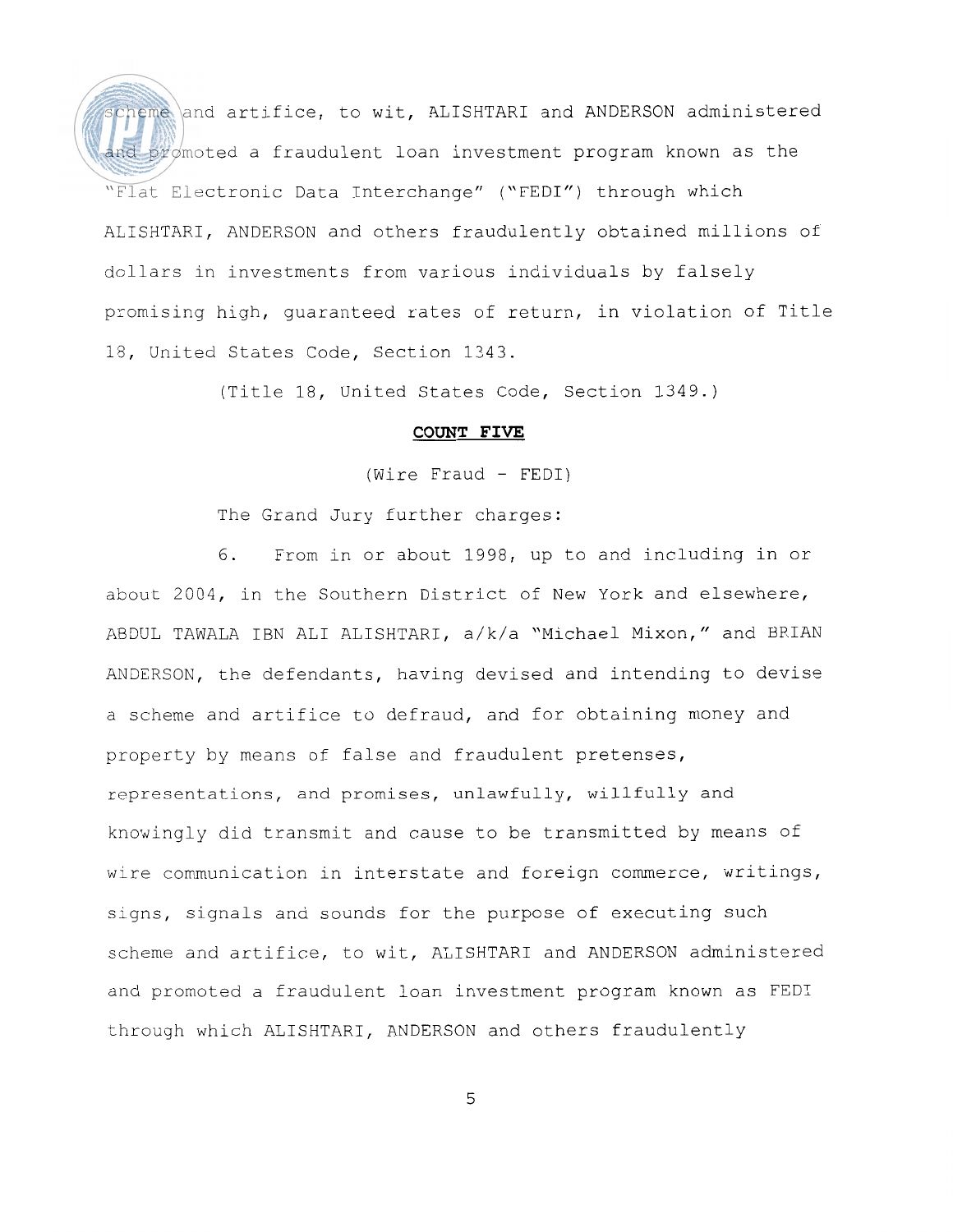scheme and artifice, to wit, ALISHTARI and ANDERSON administered and promoted a fraudulent loan investment program known as the "Flat Electronic Data Interchange" ("FEDI") through which ALISHTARI, ANDERSON and others fraudulently obtained millions of dollars in investments from various individuals by falsely promising high, guaranteed rates of return, in violation of Title 18, United States Code, Section 1343.

(Title 18, United States Code, Section 1349.)

**COUNT FIVE**

(Wire Fraud - FEDI)

The Grand Jury further charges:

6. From in or about 1998, up to and including in or about 2004, in the Southern District of New York and elsewhere, ABDUL TAWALA IBN ALI ALISHTARI, a/k/a "Michael Mixon," and BRIAN ANDERSON, the defendants, having devised and intending to devise a scheme and artifice to defraud, and for obtaining money and property by means of false and fraudulent pretenses, representations, and promises, unlawfully, willfully and knowingly did transmit and cause to be transmitted by means of wire communication in interstate and foreign commerce, writings, signs, signals and sounds for the purpose of executing such scheme and artifice, to wit, ALISHTARI and ANDERSON administered and promoted a fraudulent loan investment program known as FEDI through which ALISHTARI, ANDERSON and others fraudulently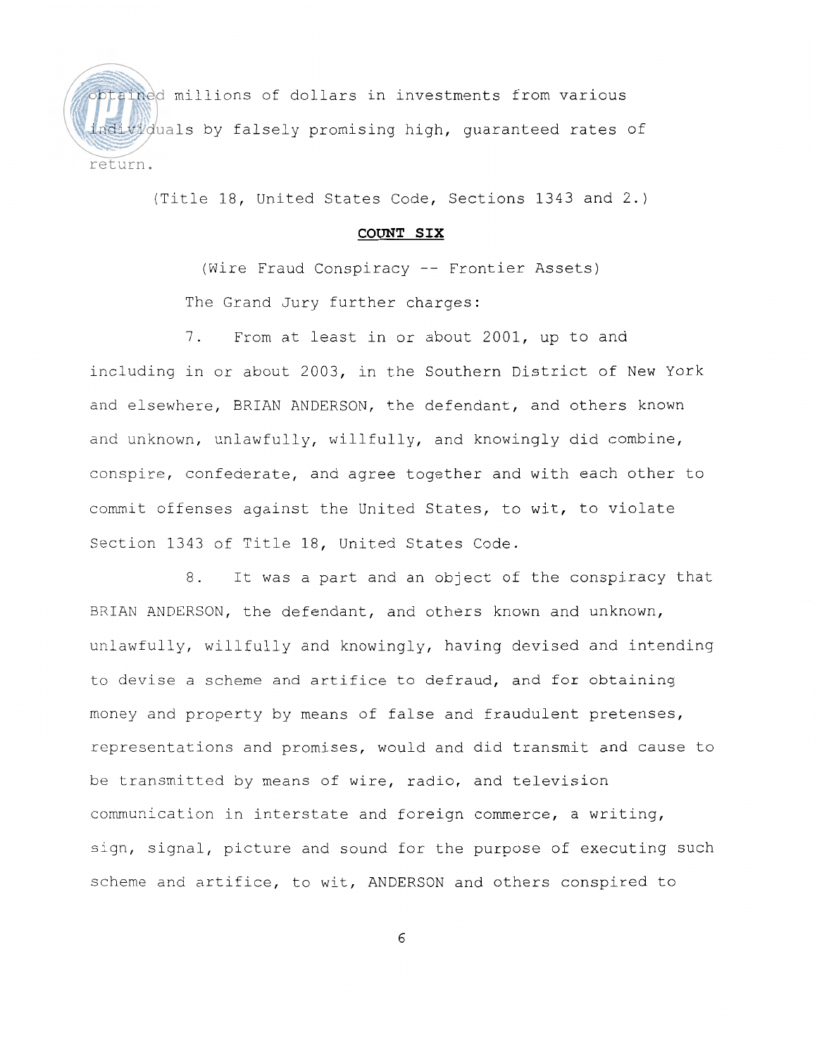obtained millions of dollars in investments from various individuals by falsely promising high, guaranteed rates of return.

(Title 18, United States Code, Sections 1343 and 2.)

**COUNT SIX**

(Wire Fraud Conspiracy -- Frontier Assets)

The Grand Jury further charges:

7. From at least in or about 2001, up to and including in or about 2003, in the Southern District of New York and elsewhere, BRIAN ANDERSON, the defendant, and others known and unknown, unlawfully, willfully, and knowingly did combine, conspire, confederate, and agree together and with each other to commit offenses against the United States, to wit, to violate Section 1343 of Title 18, United States Code.

8. It was a part and an object of the conspiracy that BRIAN ANDERSON, the defendant, and others known and unknown, unlawfully, willfully and knowingly, having devised and intending to devise a scheme and artifice to defraud, and for obtaining money and property by means of false and fraudulent pretenses, representations and promises, would and did transmit and cause to be transmitted by means of wire, radio, and television communication in interstate and foreign commerce, a writing, sign, signal, picture and sound for the purpose of executing such scheme and artifice, to wit, ANDERSON and others conspired to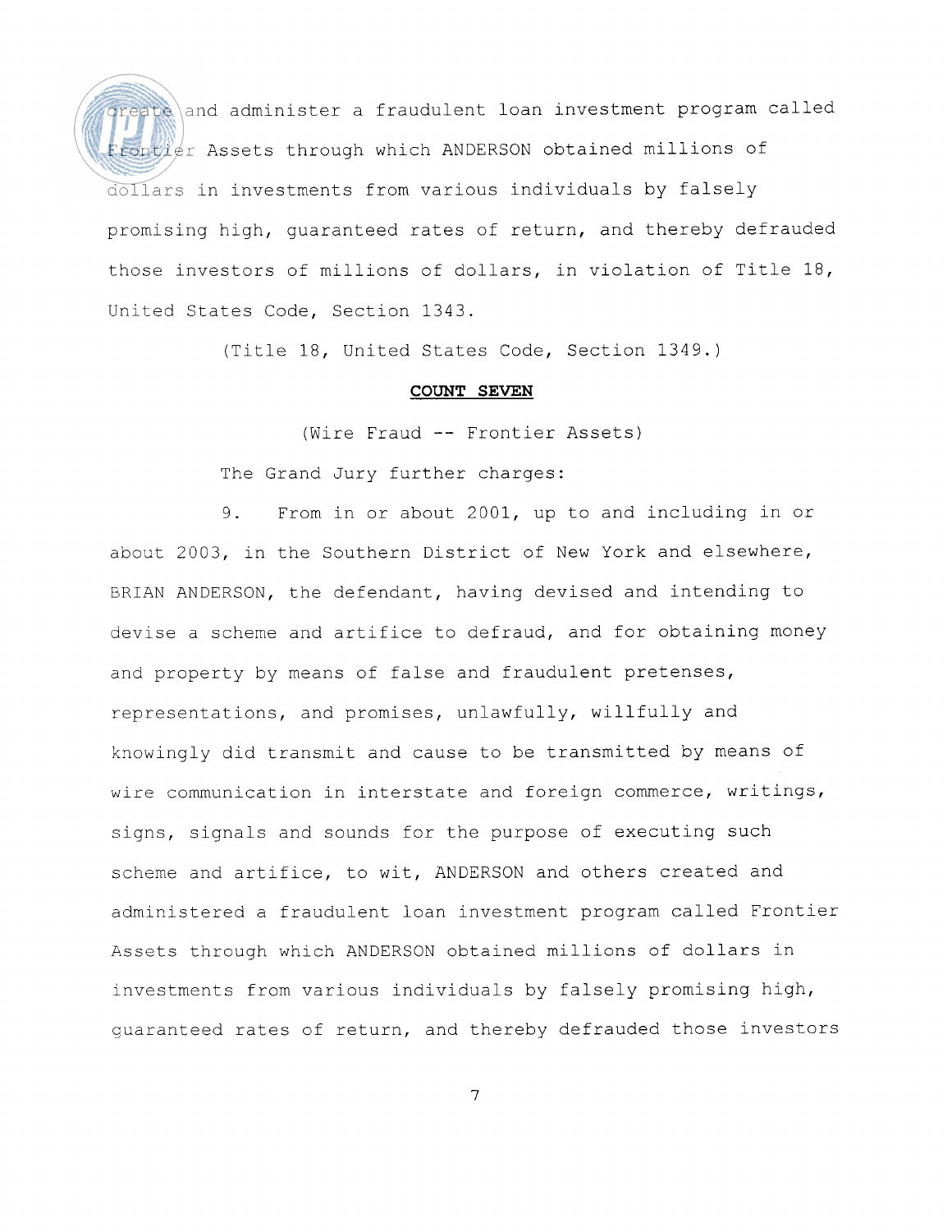create and administer a fraudulent loan investment program called Frontier Assets through which ANDERSON obtained millions of dollars in investments from various individuals by falsely promising high, guaranteed rates of return, and thereby defrauded those investors of millions of dollars, in violation of Title 18, United States Code, Section 1343.

(Title 18, United States Code, Section 1349.)

**COUNT SEVEN**

(Wire Fraud -- Frontier Assets)

The Grand Jury further charges:

9. From in or about 2001, up to and including in or about 2003, in the Southern District of New York and elsewhere, BRIAN ANDERSON, the defendant, having devised and intending to devise a scheme and artifice to defraud, and for obtaining money and property by means of false and fraudulent pretenses, representations, and promises, unlawfully, willfully and knowingly did transmit and cause to be transmitted by means of wire communication in interstate and foreign commerce, writings, signs, signals and sounds for the purpose of executing such scheme and artifice, to wit, ANDERSON and others created and administered a fraudulent loan investment program called Frontier Assets through which ANDERSON obtained millions of dollars in investments from various individuals by falsely promising high, guaranteed rates of return, and thereby defrauded those investors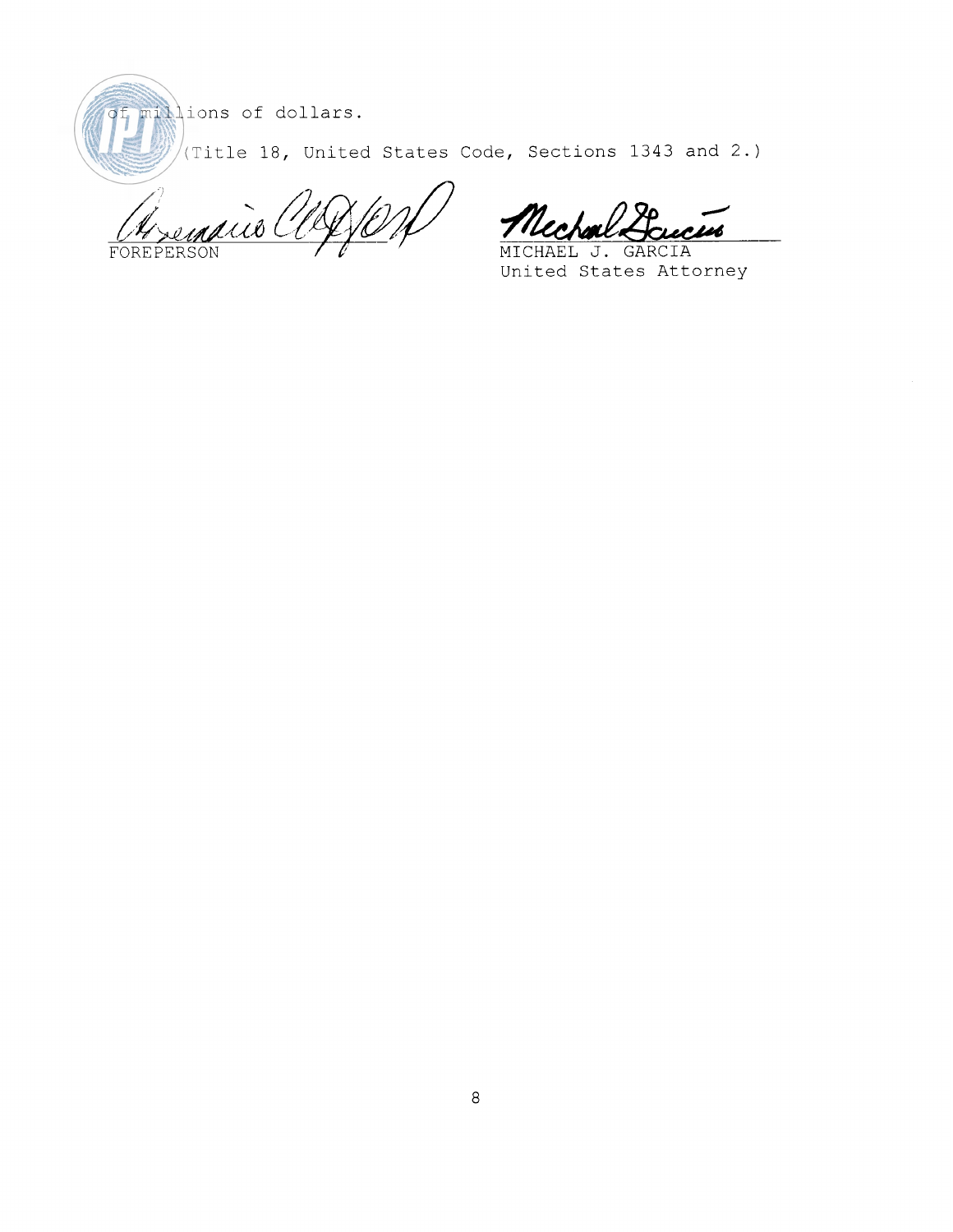of millions of dollars.

(Title 18, United States Code, Sections 1343 and 2.)

FOREPERSON

MICHAEL J. GARCIA
United States Attorney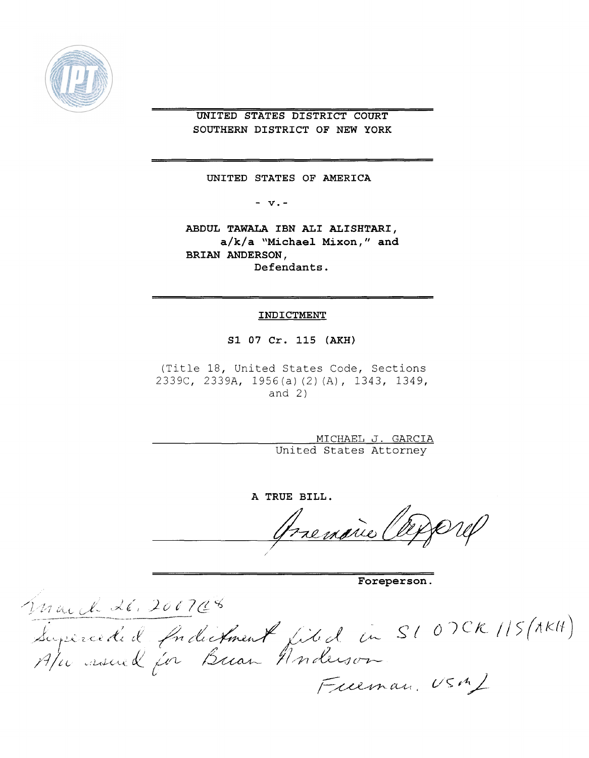UNITED STATES DISTRICT COURT
SOUTHERN DISTRICT OF NEW YORK

UNITED STATES OF AMERICA

- v.-

**ABDUL TAWALA IBN ALI ALISHTARI,**
**a/k/a "Michael Mixon," and**
**BRIAN ANDERSON,**
**Defendants.**

**INDICTMENT**

**S1 07 Cr. 115 (AKH)**

(Title 18, United States Code, Sections 2339C, 2339A, 1956(a)(2)(A), 1343, 1349, and 2)

MICHAEL J. GARCIA
United States Attorney

**A TRUE BILL.**

Annemarie Clifford

**Foreperson.**

March 26, 2007 08
Superseded Indictment filed in S1 07CR 115(AKH)
A/w issued for Brian Anderson
Freeman, USMJ